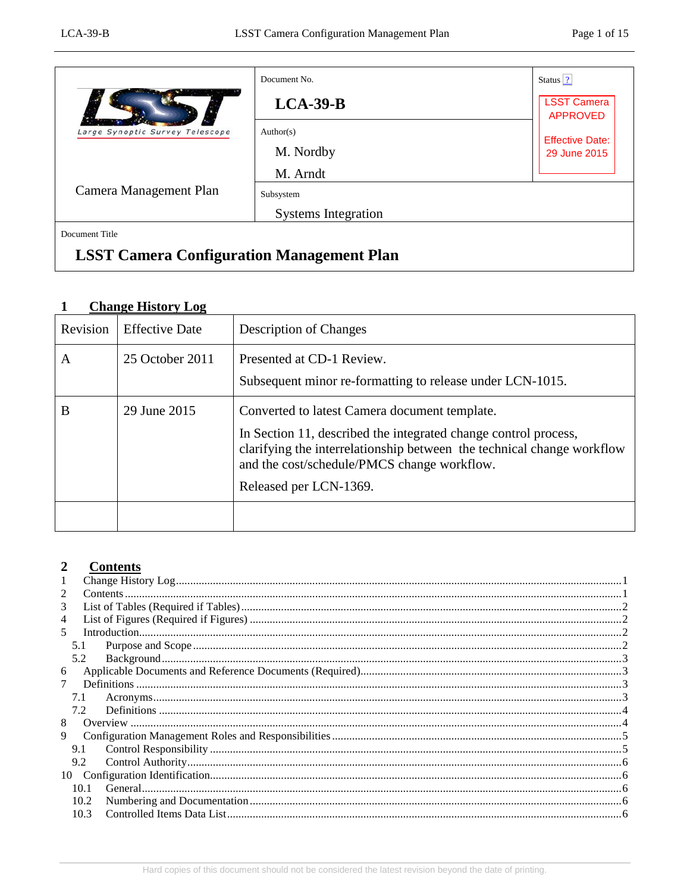| Large Synoptic Survey Telescope | Document No. | Status ? |
| --- | --- | --- |
| | **LCA-39-B** | LSST Camera APPROVED |
| | Author(s) | Effective Date: 29 June 2015 |
| | M. Nordby | |
| | M. Arndt | |
| Camera Management Plan | Subsystem | |
| | Systems Integration | |

Document Title

**LSST Camera Configuration Management Plan**

# 1 Change History Log

| Revision | Effective Date | Description of Changes |
| --- | --- | --- |
| A | 25 October 2011 | Presented at CD-1 Review.<br>Subsequent minor re-formatting to release under LCN-1015. |
| B | 29 June 2015 | Converted to latest Camera document template.<br>In Section 11, described the integrated change control process, clarifying the interrelationship between the technical change workflow and the cost/schedule/PMCS change workflow.<br>Released per LCN-1369. |
| | | |

# 2 Contents

1 Change History Log ........ 1
2 Contents ........ 1
3 List of Tables (Required if Tables) ........ 2
4 List of Figures (Required if Figures) ........ 2
5 Introduction ........ 2
  5.1 Purpose and Scope ........ 2
  5.2 Background ........ 3
6 Applicable Documents and Reference Documents (Required) ........ 3
7 Definitions ........ 3
  7.1 Acronyms ........ 3
  7.2 Definitions ........ 4
8 Overview ........ 4
9 Configuration Management Roles and Responsibilities ........ 5
  9.1 Control Responsibility ........ 5
  9.2 Control Authority ........ 6
10 Configuration Identification ........ 6
  10.1 General ........ 6
  10.2 Numbering and Documentation ........ 6
  10.3 Controlled Items Data List ........ 6

Hard copies of this document should not be considered the latest revision beyond the date of printing.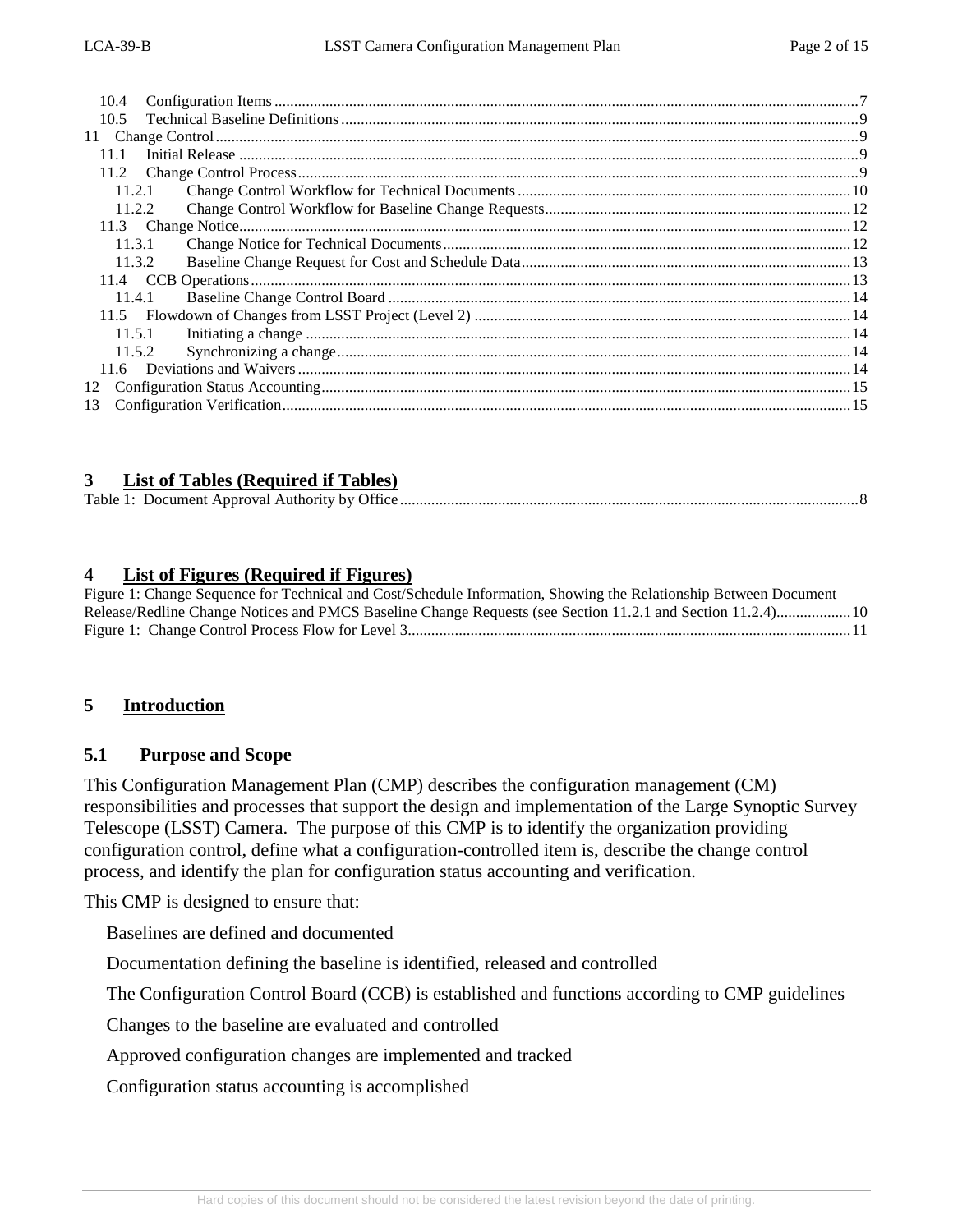10.4 Configuration Items ....... 7
10.5 Technical Baseline Definitions ....... 9
11 Change Control ....... 9
11.1 Initial Release ....... 9
11.2 Change Control Process ....... 9
11.2.1 Change Control Workflow for Technical Documents ....... 10
11.2.2 Change Control Workflow for Baseline Change Requests ....... 12
11.3 Change Notice ....... 12
11.3.1 Change Notice for Technical Documents ....... 12
11.3.2 Baseline Change Request for Cost and Schedule Data ....... 13
11.4 CCB Operations ....... 13
11.4.1 Baseline Change Control Board ....... 14
11.5 Flowdown of Changes from LSST Project (Level 2) ....... 14
11.5.1 Initiating a change ....... 14
11.5.2 Synchronizing a change ....... 14
11.6 Deviations and Waivers ....... 14
12 Configuration Status Accounting ....... 15
13 Configuration Verification ....... 15

# 3 List of Tables (Required if Tables)

Table 1: Document Approval Authority by Office ....... 8

# 4 List of Figures (Required if Figures)

Figure 1: Change Sequence for Technical and Cost/Schedule Information, Showing the Relationship Between Document Release/Redline Change Notices and PMCS Baseline Change Requests (see Section 11.2.1 and Section 11.2.4) ....... 10
Figure 1: Change Control Process Flow for Level 3 ....... 11

# 5 Introduction

## 5.1 Purpose and Scope

This Configuration Management Plan (CMP) describes the configuration management (CM) responsibilities and processes that support the design and implementation of the Large Synoptic Survey Telescope (LSST) Camera. The purpose of this CMP is to identify the organization providing configuration control, define what a configuration-controlled item is, describe the change control process, and identify the plan for configuration status accounting and verification.

This CMP is designed to ensure that:

- Baselines are defined and documented
- Documentation defining the baseline is identified, released and controlled
- The Configuration Control Board (CCB) is established and functions according to CMP guidelines
- Changes to the baseline are evaluated and controlled
- Approved configuration changes are implemented and tracked
- Configuration status accounting is accomplished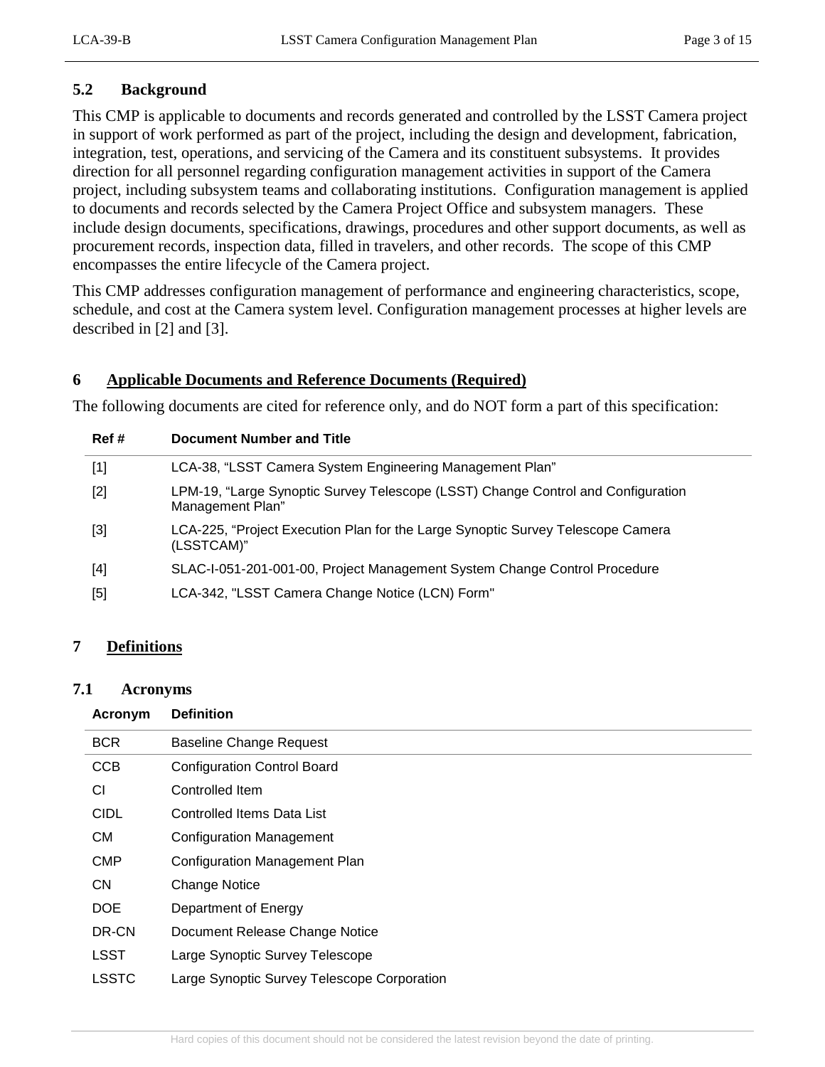### 5.2 Background

This CMP is applicable to documents and records generated and controlled by the LSST Camera project in support of work performed as part of the project, including the design and development, fabrication, integration, test, operations, and servicing of the Camera and its constituent subsystems. It provides direction for all personnel regarding configuration management activities in support of the Camera project, including subsystem teams and collaborating institutions. Configuration management is applied to documents and records selected by the Camera Project Office and subsystem managers. These include design documents, specifications, drawings, procedures and other support documents, as well as procurement records, inspection data, filled in travelers, and other records. The scope of this CMP encompasses the entire lifecycle of the Camera project.

This CMP addresses configuration management of performance and engineering characteristics, scope, schedule, and cost at the Camera system level. Configuration management processes at higher levels are described in [2] and [3].

## 6 Applicable Documents and Reference Documents (Required)

The following documents are cited for reference only, and do NOT form a part of this specification:

| Ref # | Document Number and Title |
|---|---|
| [1] | LCA-38, "LSST Camera System Engineering Management Plan" |
| [2] | LPM-19, "Large Synoptic Survey Telescope (LSST) Change Control and Configuration Management Plan" |
| [3] | LCA-225, "Project Execution Plan for the Large Synoptic Survey Telescope Camera (LSSTCAM)" |
| [4] | SLAC-I-051-201-001-00, Project Management System Change Control Procedure |
| [5] | LCA-342, "LSST Camera Change Notice (LCN) Form" |

## 7 Definitions

### 7.1 Acronyms

| Acronym | Definition |
|---|---|
| BCR | Baseline Change Request |
| CCB | Configuration Control Board |
| CI | Controlled Item |
| CIDL | Controlled Items Data List |
| CM | Configuration Management |
| CMP | Configuration Management Plan |
| CN | Change Notice |
| DOE | Department of Energy |
| DR-CN | Document Release Change Notice |
| LSST | Large Synoptic Survey Telescope |
| LSSTC | Large Synoptic Survey Telescope Corporation |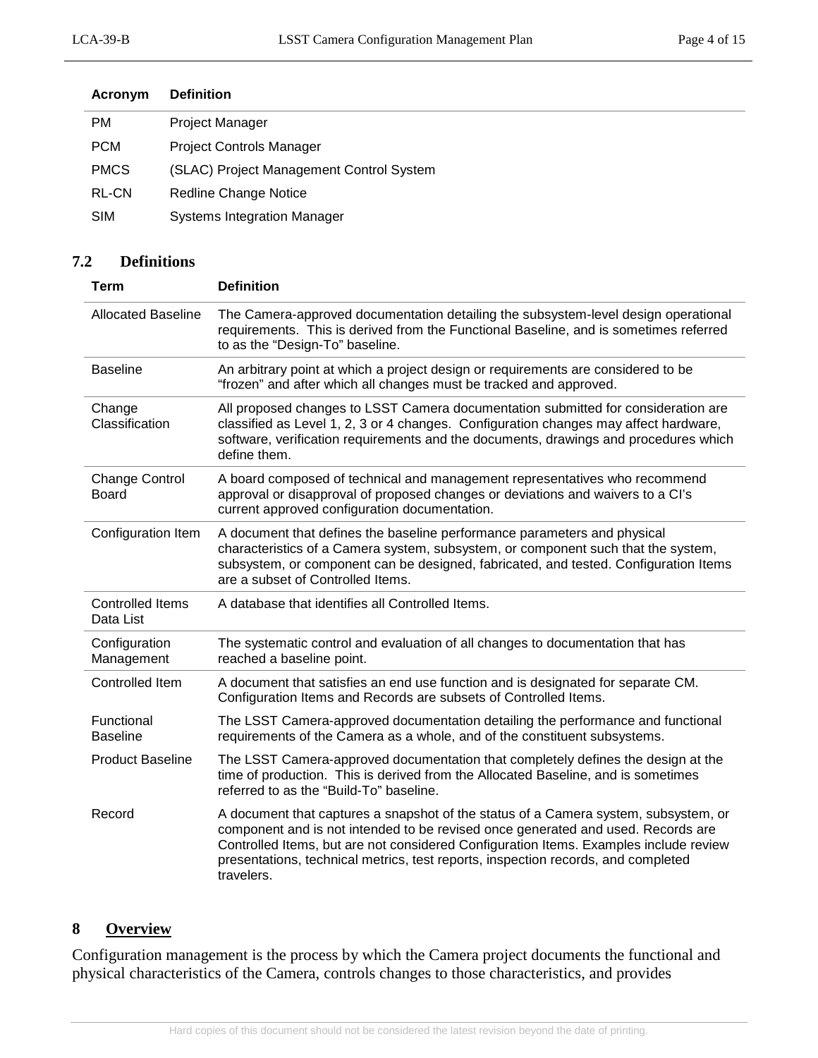| Acronym | Definition |
|---|---|
| PM | Project Manager |
| PCM | Project Controls Manager |
| PMCS | (SLAC) Project Management Control System |
| RL-CN | Redline Change Notice |
| SIM | Systems Integration Manager |

### 7.2 Definitions

| Term | Definition |
|---|---|
| Allocated Baseline | The Camera-approved documentation detailing the subsystem-level design operational requirements. This is derived from the Functional Baseline, and is sometimes referred to as the “Design-To” baseline. |
| Baseline | An arbitrary point at which a project design or requirements are considered to be “frozen” and after which all changes must be tracked and approved. |
| Change Classification | All proposed changes to LSST Camera documentation submitted for consideration are classified as Level 1, 2, 3 or 4 changes. Configuration changes may affect hardware, software, verification requirements and the documents, drawings and procedures which define them. |
| Change Control Board | A board composed of technical and management representatives who recommend approval or disapproval of proposed changes or deviations and waivers to a CI’s current approved configuration documentation. |
| Configuration Item | A document that defines the baseline performance parameters and physical characteristics of a Camera system, subsystem, or component such that the system, subsystem, or component can be designed, fabricated, and tested. Configuration Items are a subset of Controlled Items. |
| Controlled Items Data List | A database that identifies all Controlled Items. |
| Configuration Management | The systematic control and evaluation of all changes to documentation that has reached a baseline point. |
| Controlled Item | A document that satisfies an end use function and is designated for separate CM. Configuration Items and Records are subsets of Controlled Items. |
| Functional Baseline | The LSST Camera-approved documentation detailing the performance and functional requirements of the Camera as a whole, and of the constituent subsystems. |
| Product Baseline | The LSST Camera-approved documentation that completely defines the design at the time of production. This is derived from the Allocated Baseline, and is sometimes referred to as the “Build-To” baseline. |
| Record | A document that captures a snapshot of the status of a Camera system, subsystem, or component and is not intended to be revised once generated and used. Records are Controlled Items, but are not considered Configuration Items. Examples include review presentations, technical metrics, test reports, inspection records, and completed travelers. |

## 8 Overview

Configuration management is the process by which the Camera project documents the functional and physical characteristics of the Camera, controls changes to those characteristics, and provides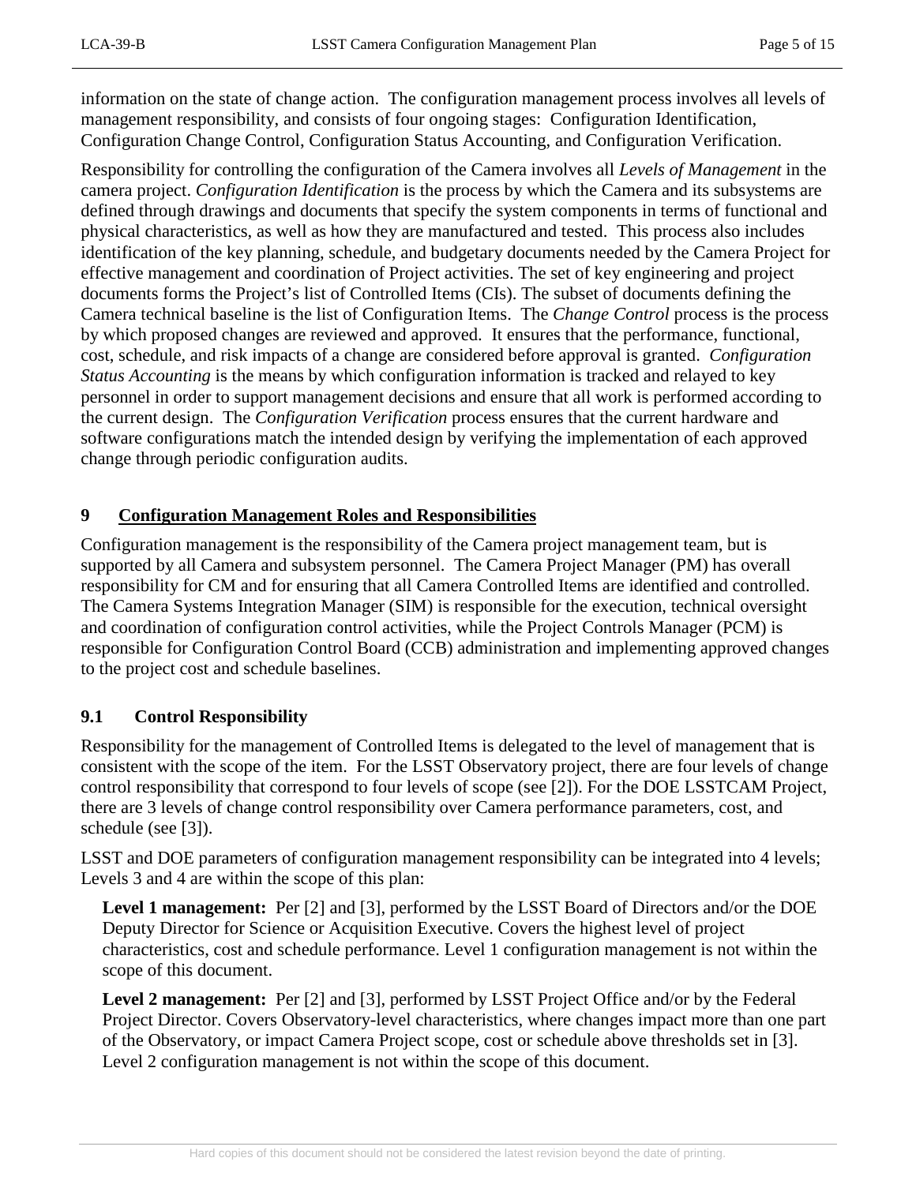information on the state of change action. The configuration management process involves all levels of management responsibility, and consists of four ongoing stages: Configuration Identification, Configuration Change Control, Configuration Status Accounting, and Configuration Verification.

Responsibility for controlling the configuration of the Camera involves all *Levels of Management* in the camera project. *Configuration Identification* is the process by which the Camera and its subsystems are defined through drawings and documents that specify the system components in terms of functional and physical characteristics, as well as how they are manufactured and tested. This process also includes identification of the key planning, schedule, and budgetary documents needed by the Camera Project for effective management and coordination of Project activities. The set of key engineering and project documents forms the Project's list of Controlled Items (CIs). The subset of documents defining the Camera technical baseline is the list of Configuration Items. The *Change Control* process is the process by which proposed changes are reviewed and approved. It ensures that the performance, functional, cost, schedule, and risk impacts of a change are considered before approval is granted. *Configuration Status Accounting* is the means by which configuration information is tracked and relayed to key personnel in order to support management decisions and ensure that all work is performed according to the current design. The *Configuration Verification* process ensures that the current hardware and software configurations match the intended design by verifying the implementation of each approved change through periodic configuration audits.

# 9 Configuration Management Roles and Responsibilities

Configuration management is the responsibility of the Camera project management team, but is supported by all Camera and subsystem personnel. The Camera Project Manager (PM) has overall responsibility for CM and for ensuring that all Camera Controlled Items are identified and controlled. The Camera Systems Integration Manager (SIM) is responsible for the execution, technical oversight and coordination of configuration control activities, while the Project Controls Manager (PCM) is responsible for Configuration Control Board (CCB) administration and implementing approved changes to the project cost and schedule baselines.

## 9.1 Control Responsibility

Responsibility for the management of Controlled Items is delegated to the level of management that is consistent with the scope of the item. For the LSST Observatory project, there are four levels of change control responsibility that correspond to four levels of scope (see [2]). For the DOE LSSTCAM Project, there are 3 levels of change control responsibility over Camera performance parameters, cost, and schedule (see [3]).

LSST and DOE parameters of configuration management responsibility can be integrated into 4 levels; Levels 3 and 4 are within the scope of this plan:

**Level 1 management:** Per [2] and [3], performed by the LSST Board of Directors and/or the DOE Deputy Director for Science or Acquisition Executive. Covers the highest level of project characteristics, cost and schedule performance. Level 1 configuration management is not within the scope of this document.

**Level 2 management:** Per [2] and [3], performed by LSST Project Office and/or by the Federal Project Director. Covers Observatory-level characteristics, where changes impact more than one part of the Observatory, or impact Camera Project scope, cost or schedule above thresholds set in [3]. Level 2 configuration management is not within the scope of this document.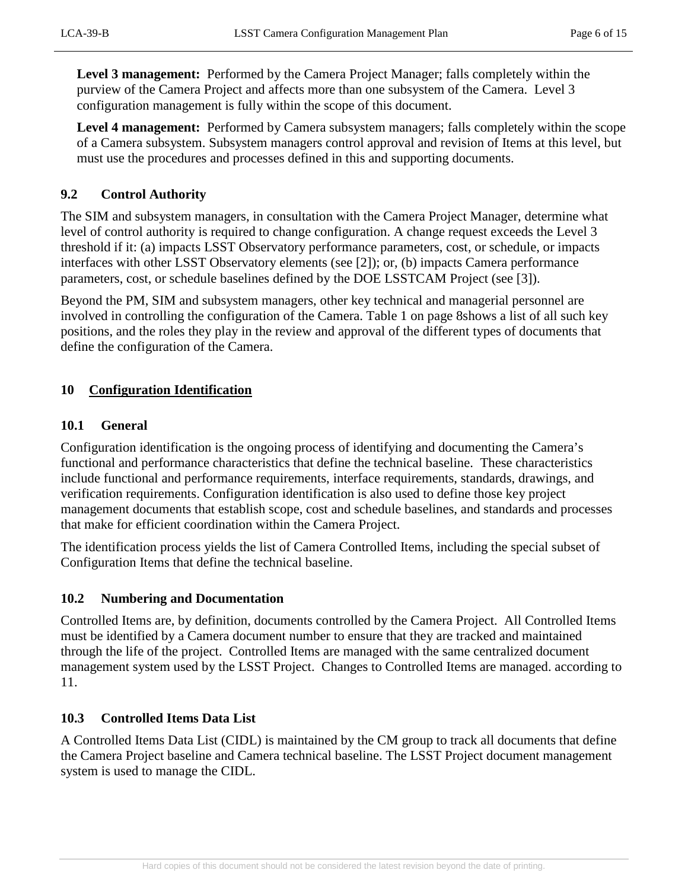**Level 3 management:** Performed by the Camera Project Manager; falls completely within the purview of the Camera Project and affects more than one subsystem of the Camera. Level 3 configuration management is fully within the scope of this document.

**Level 4 management:** Performed by Camera subsystem managers; falls completely within the scope of a Camera subsystem. Subsystem managers control approval and revision of Items at this level, but must use the procedures and processes defined in this and supporting documents.

### 9.2 Control Authority

The SIM and subsystem managers, in consultation with the Camera Project Manager, determine what level of control authority is required to change configuration. A change request exceeds the Level 3 threshold if it: (a) impacts LSST Observatory performance parameters, cost, or schedule, or impacts interfaces with other LSST Observatory elements (see [2]); or, (b) impacts Camera performance parameters, cost, or schedule baselines defined by the DOE LSSTCAM Project (see [3]).

Beyond the PM, SIM and subsystem managers, other key technical and managerial personnel are involved in controlling the configuration of the Camera. Table 1 on page 8shows a list of all such key positions, and the roles they play in the review and approval of the different types of documents that define the configuration of the Camera.

## 10 Configuration Identification

### 10.1 General

Configuration identification is the ongoing process of identifying and documenting the Camera's functional and performance characteristics that define the technical baseline. These characteristics include functional and performance requirements, interface requirements, standards, drawings, and verification requirements. Configuration identification is also used to define those key project management documents that establish scope, cost and schedule baselines, and standards and processes that make for efficient coordination within the Camera Project.

The identification process yields the list of Camera Controlled Items, including the special subset of Configuration Items that define the technical baseline.

### 10.2 Numbering and Documentation

Controlled Items are, by definition, documents controlled by the Camera Project. All Controlled Items must be identified by a Camera document number to ensure that they are tracked and maintained through the life of the project. Controlled Items are managed with the same centralized document management system used by the LSST Project. Changes to Controlled Items are managed. according to 11.

### 10.3 Controlled Items Data List

A Controlled Items Data List (CIDL) is maintained by the CM group to track all documents that define the Camera Project baseline and Camera technical baseline. The LSST Project document management system is used to manage the CIDL.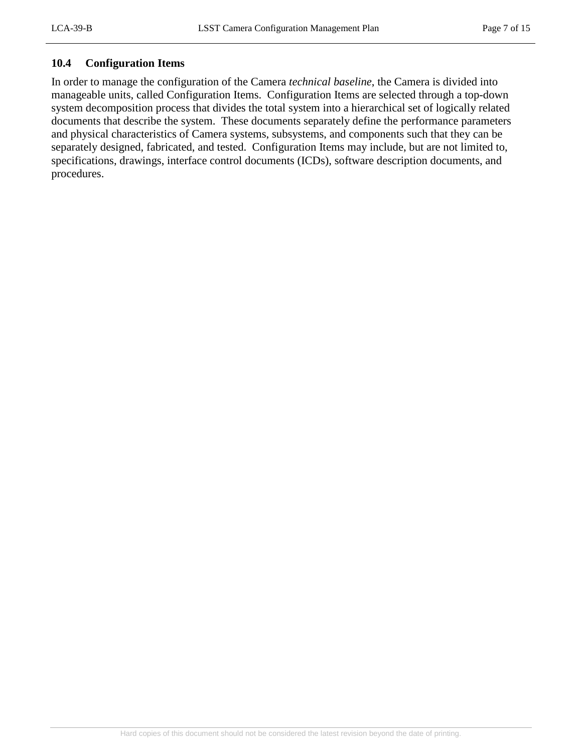## 10.4 Configuration Items

In order to manage the configuration of the Camera *technical baseline*, the Camera is divided into manageable units, called Configuration Items. Configuration Items are selected through a top-down system decomposition process that divides the total system into a hierarchical set of logically related documents that describe the system. These documents separately define the performance parameters and physical characteristics of Camera systems, subsystems, and components such that they can be separately designed, fabricated, and tested. Configuration Items may include, but are not limited to, specifications, drawings, interface control documents (ICDs), software description documents, and procedures.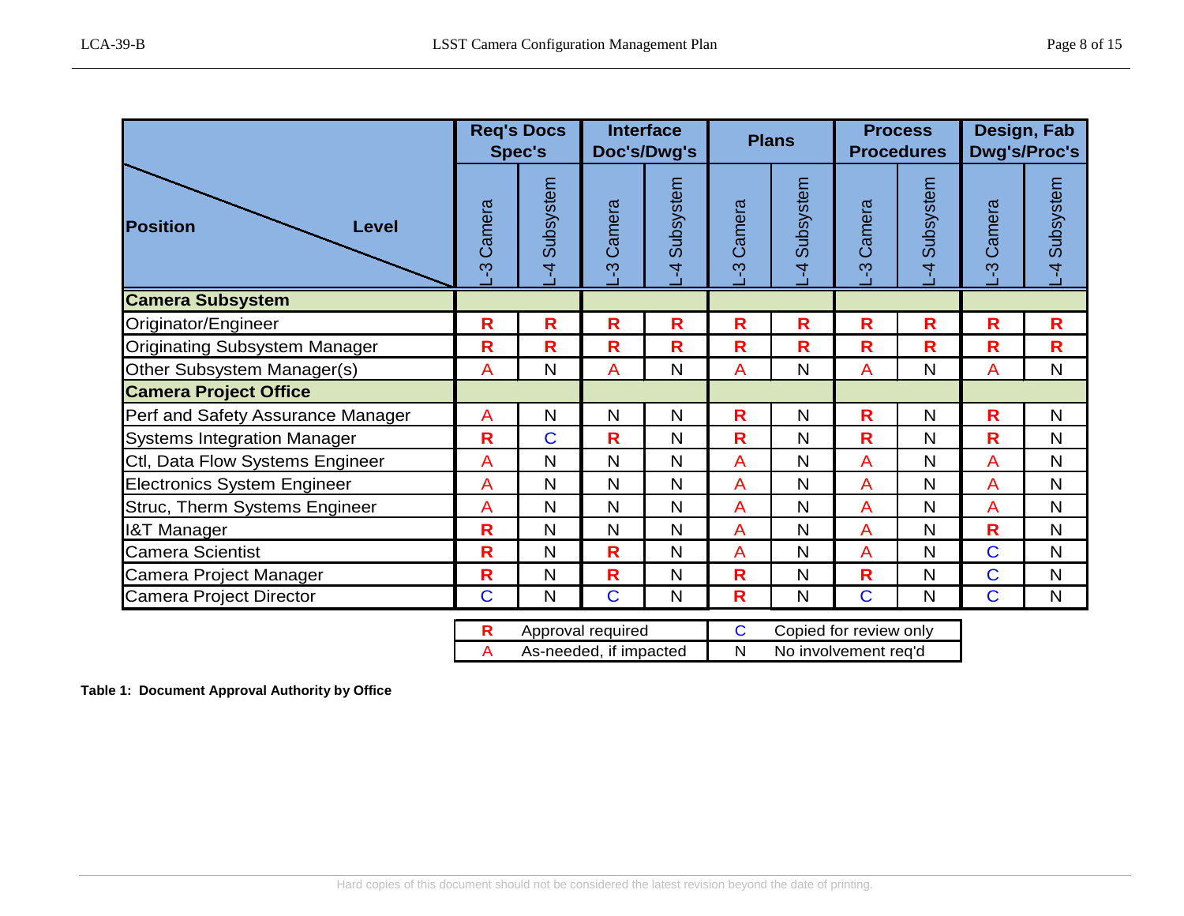| Position / Level | Req's Docs Spec's | | Interface Doc's/Dwg's | | Plans | | Process Procedures | | Design, Fab Dwg's/Proc's | |
|---|---|---|---|---|---|---|---|---|---|---|
| | L-3 Camera | L-4 Subsystem | L-3 Camera | L-4 Subsystem | L-3 Camera | L-4 Subsystem | L-3 Camera | L-4 Subsystem | L-3 Camera | L-4 Subsystem |
| **Camera Subsystem** | | | | | | | | | | |
| Originator/Engineer | **R** | **R** | **R** | **R** | **R** | **R** | **R** | **R** | **R** | **R** |
| Originating Subsystem Manager | **R** | **R** | **R** | **R** | **R** | **R** | **R** | **R** | **R** | **R** |
| Other Subsystem Manager(s) | A | N | A | N | A | N | A | N | A | N |
| **Camera Project Office** | | | | | | | | | | |
| Perf and Safety Assurance Manager | A | N | N | N | **R** | N | **R** | N | **R** | N |
| Systems Integration Manager | **R** | C | **R** | N | **R** | N | **R** | N | **R** | N |
| Ctl, Data Flow Systems Engineer | A | N | N | N | A | N | A | N | A | N |
| Electronics System Engineer | A | N | N | N | A | N | A | N | A | N |
| Struc, Therm Systems Engineer | A | N | N | N | A | N | A | N | A | N |
| I&T Manager | **R** | N | N | N | A | N | A | N | **R** | N |
| Camera Scientist | **R** | N | **R** | N | A | N | A | N | C | N |
| Camera Project Manager | **R** | N | **R** | N | **R** | N | **R** | N | C | N |
| Camera Project Director | C | N | C | N | **R** | N | C | N | C | N |

| | | | |
|---|---|---|---|
| **R** | Approval required | C | Copied for review only |
| A | As-needed, if impacted | N | No involvement req'd |

**Table 1: Document Approval Authority by Office**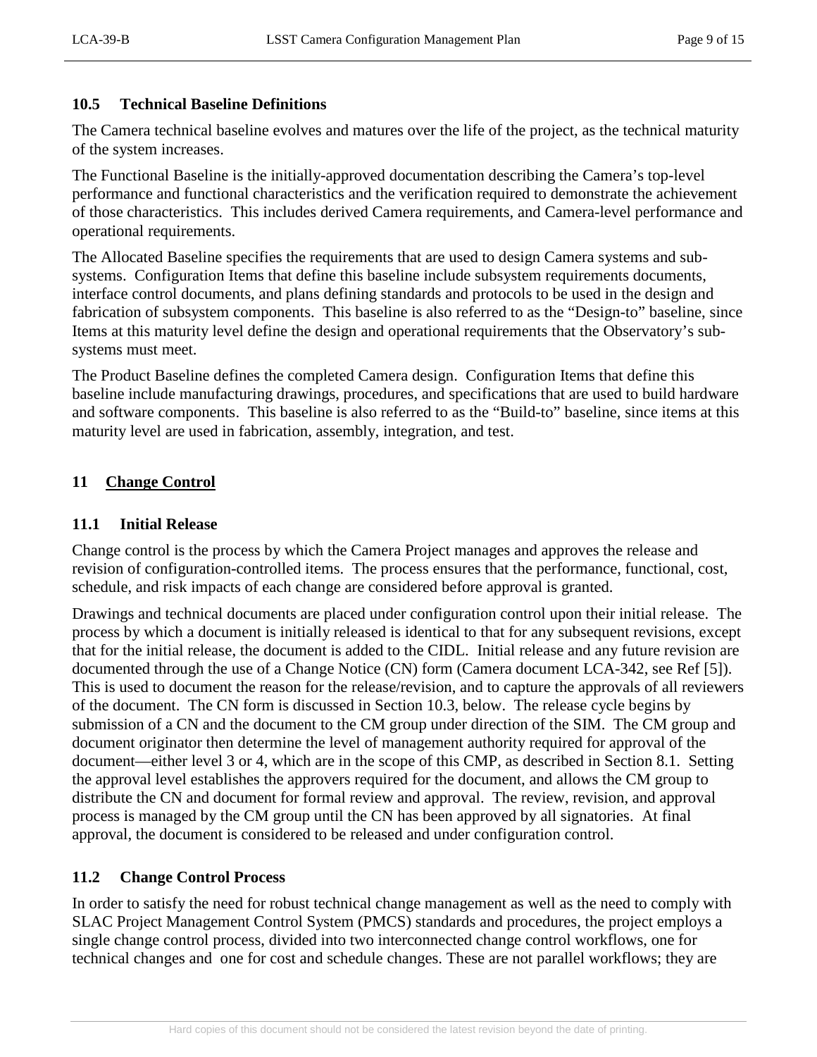### 10.5 Technical Baseline Definitions

The Camera technical baseline evolves and matures over the life of the project, as the technical maturity of the system increases.

The Functional Baseline is the initially-approved documentation describing the Camera's top-level performance and functional characteristics and the verification required to demonstrate the achievement of those characteristics. This includes derived Camera requirements, and Camera-level performance and operational requirements.

The Allocated Baseline specifies the requirements that are used to design Camera systems and sub-systems. Configuration Items that define this baseline include subsystem requirements documents, interface control documents, and plans defining standards and protocols to be used in the design and fabrication of subsystem components. This baseline is also referred to as the "Design-to" baseline, since Items at this maturity level define the design and operational requirements that the Observatory's sub-systems must meet.

The Product Baseline defines the completed Camera design. Configuration Items that define this baseline include manufacturing drawings, procedures, and specifications that are used to build hardware and software components. This baseline is also referred to as the "Build-to" baseline, since items at this maturity level are used in fabrication, assembly, integration, and test.

## 11 Change Control

### 11.1 Initial Release

Change control is the process by which the Camera Project manages and approves the release and revision of configuration-controlled items. The process ensures that the performance, functional, cost, schedule, and risk impacts of each change are considered before approval is granted.

Drawings and technical documents are placed under configuration control upon their initial release. The process by which a document is initially released is identical to that for any subsequent revisions, except that for the initial release, the document is added to the CIDL. Initial release and any future revision are documented through the use of a Change Notice (CN) form (Camera document LCA-342, see Ref [5]). This is used to document the reason for the release/revision, and to capture the approvals of all reviewers of the document. The CN form is discussed in Section 10.3, below. The release cycle begins by submission of a CN and the document to the CM group under direction of the SIM. The CM group and document originator then determine the level of management authority required for approval of the document—either level 3 or 4, which are in the scope of this CMP, as described in Section 8.1. Setting the approval level establishes the approvers required for the document, and allows the CM group to distribute the CN and document for formal review and approval. The review, revision, and approval process is managed by the CM group until the CN has been approved by all signatories. At final approval, the document is considered to be released and under configuration control.

### 11.2 Change Control Process

In order to satisfy the need for robust technical change management as well as the need to comply with SLAC Project Management Control System (PMCS) standards and procedures, the project employs a single change control process, divided into two interconnected change control workflows, one for technical changes and one for cost and schedule changes. These are not parallel workflows; they are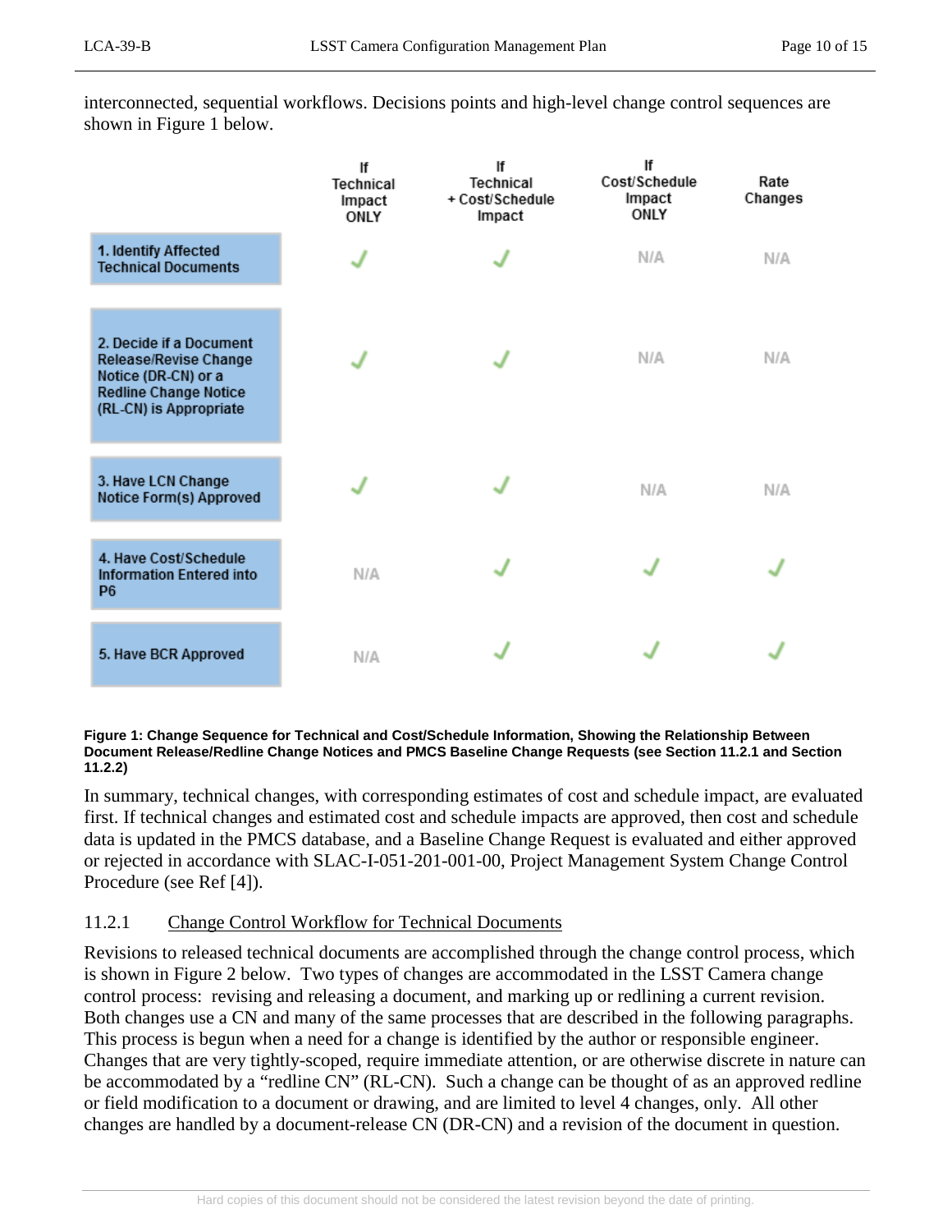interconnected, sequential workflows. Decisions points and high-level change control sequences are shown in Figure 1 below.

| | If Technical Impact ONLY | If Technical + Cost/Schedule Impact | If Cost/Schedule Impact ONLY | Rate Changes |
|---|---|---|---|---|
| 1. Identify Affected Technical Documents | ✓ | ✓ | N/A | N/A |
| 2. Decide if a Document Release/Revise Change Notice (DR-CN) or a Redline Change Notice (RL-CN) is Appropriate | ✓ | ✓ | N/A | N/A |
| 3. Have LCN Change Notice Form(s) Approved | ✓ | ✓ | N/A | N/A |
| 4. Have Cost/Schedule Information Entered into P6 | N/A | ✓ | ✓ | ✓ |
| 5. Have BCR Approved | N/A | ✓ | ✓ | ✓ |

**Figure 1: Change Sequence for Technical and Cost/Schedule Information, Showing the Relationship Between Document Release/Redline Change Notices and PMCS Baseline Change Requests (see Section 11.2.1 and Section 11.2.2)**

In summary, technical changes, with corresponding estimates of cost and schedule impact, are evaluated first. If technical changes and estimated cost and schedule impacts are approved, then cost and schedule data is updated in the PMCS database, and a Baseline Change Request is evaluated and either approved or rejected in accordance with SLAC-I-051-201-001-00, Project Management System Change Control Procedure (see Ref [4]).

### 11.2.1 Change Control Workflow for Technical Documents

Revisions to released technical documents are accomplished through the change control process, which is shown in Figure 2 below. Two types of changes are accommodated in the LSST Camera change control process: revising and releasing a document, and marking up or redlining a current revision. Both changes use a CN and many of the same processes that are described in the following paragraphs. This process is begun when a need for a change is identified by the author or responsible engineer. Changes that are very tightly-scoped, require immediate attention, or are otherwise discrete in nature can be accommodated by a "redline CN" (RL-CN). Such a change can be thought of as an approved redline or field modification to a document or drawing, and are limited to level 4 changes, only. All other changes are handled by a document-release CN (DR-CN) and a revision of the document in question.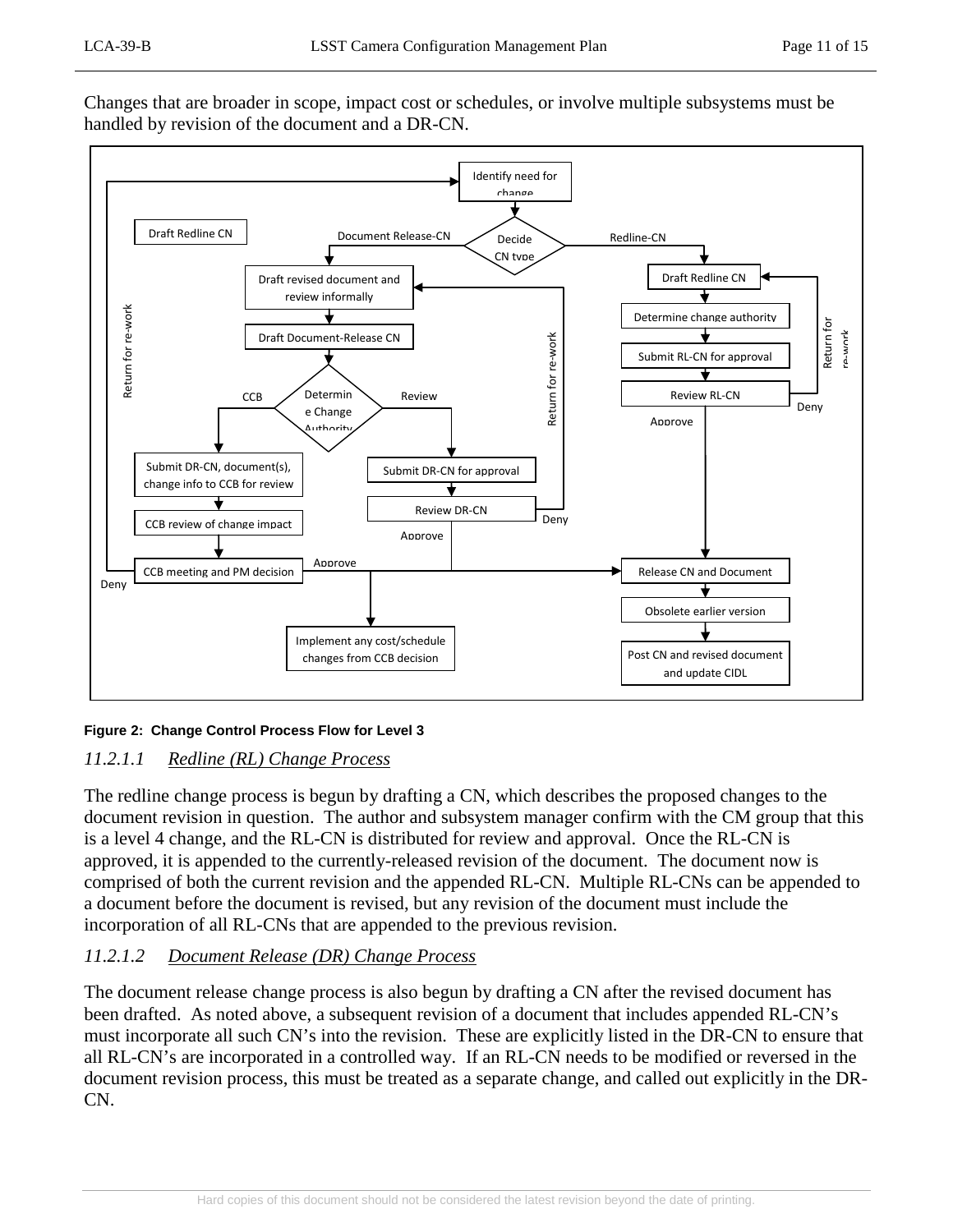Changes that are broader in scope, impact cost or schedules, or involve multiple subsystems must be handled by revision of the document and a DR-CN.

Figure 2: Change Control Process Flow for Level 3

### 11.2.1.1 Redline (RL) Change Process

The redline change process is begun by drafting a CN, which describes the proposed changes to the document revision in question. The author and subsystem manager confirm with the CM group that this is a level 4 change, and the RL-CN is distributed for review and approval. Once the RL-CN is approved, it is appended to the currently-released revision of the document. The document now is comprised of both the current revision and the appended RL-CN. Multiple RL-CNs can be appended to a document before the document is revised, but any revision of the document must include the incorporation of all RL-CNs that are appended to the previous revision.

### 11.2.1.2 Document Release (DR) Change Process

The document release change process is also begun by drafting a CN after the revised document has been drafted. As noted above, a subsequent revision of a document that includes appended RL-CN's must incorporate all such CN's into the revision. These are explicitly listed in the DR-CN to ensure that all RL-CN's are incorporated in a controlled way. If an RL-CN needs to be modified or reversed in the document revision process, this must be treated as a separate change, and called out explicitly in the DR-CN.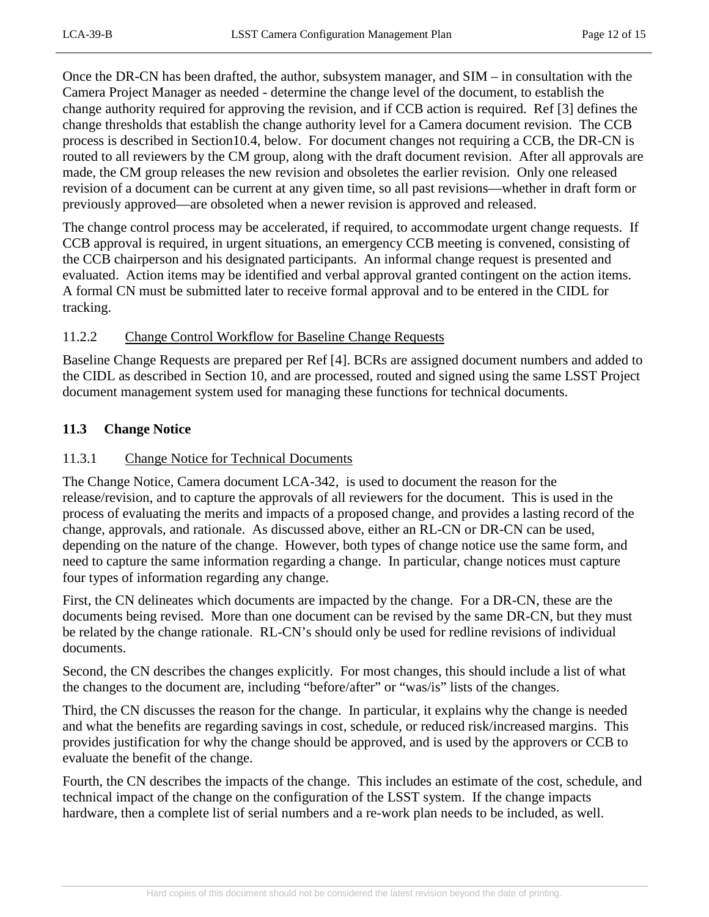Once the DR-CN has been drafted, the author, subsystem manager, and SIM – in consultation with the Camera Project Manager as needed - determine the change level of the document, to establish the change authority required for approving the revision, and if CCB action is required. Ref [3] defines the change thresholds that establish the change authority level for a Camera document revision. The CCB process is described in Section10.4, below. For document changes not requiring a CCB, the DR-CN is routed to all reviewers by the CM group, along with the draft document revision. After all approvals are made, the CM group releases the new revision and obsoletes the earlier revision. Only one released revision of a document can be current at any given time, so all past revisions—whether in draft form or previously approved—are obsoleted when a newer revision is approved and released.

The change control process may be accelerated, if required, to accommodate urgent change requests. If CCB approval is required, in urgent situations, an emergency CCB meeting is convened, consisting of the CCB chairperson and his designated participants. An informal change request is presented and evaluated. Action items may be identified and verbal approval granted contingent on the action items. A formal CN must be submitted later to receive formal approval and to be entered in the CIDL for tracking.

#### 11.2.2 Change Control Workflow for Baseline Change Requests

Baseline Change Requests are prepared per Ref [4]. BCRs are assigned document numbers and added to the CIDL as described in Section 10, and are processed, routed and signed using the same LSST Project document management system used for managing these functions for technical documents.

### 11.3 Change Notice

#### 11.3.1 Change Notice for Technical Documents

The Change Notice, Camera document LCA-342, is used to document the reason for the release/revision, and to capture the approvals of all reviewers for the document. This is used in the process of evaluating the merits and impacts of a proposed change, and provides a lasting record of the change, approvals, and rationale. As discussed above, either an RL-CN or DR-CN can be used, depending on the nature of the change. However, both types of change notice use the same form, and need to capture the same information regarding a change. In particular, change notices must capture four types of information regarding any change.

First, the CN delineates which documents are impacted by the change. For a DR-CN, these are the documents being revised. More than one document can be revised by the same DR-CN, but they must be related by the change rationale. RL-CN's should only be used for redline revisions of individual documents.

Second, the CN describes the changes explicitly. For most changes, this should include a list of what the changes to the document are, including "before/after" or "was/is" lists of the changes.

Third, the CN discusses the reason for the change. In particular, it explains why the change is needed and what the benefits are regarding savings in cost, schedule, or reduced risk/increased margins. This provides justification for why the change should be approved, and is used by the approvers or CCB to evaluate the benefit of the change.

Fourth, the CN describes the impacts of the change. This includes an estimate of the cost, schedule, and technical impact of the change on the configuration of the LSST system. If the change impacts hardware, then a complete list of serial numbers and a re-work plan needs to be included, as well.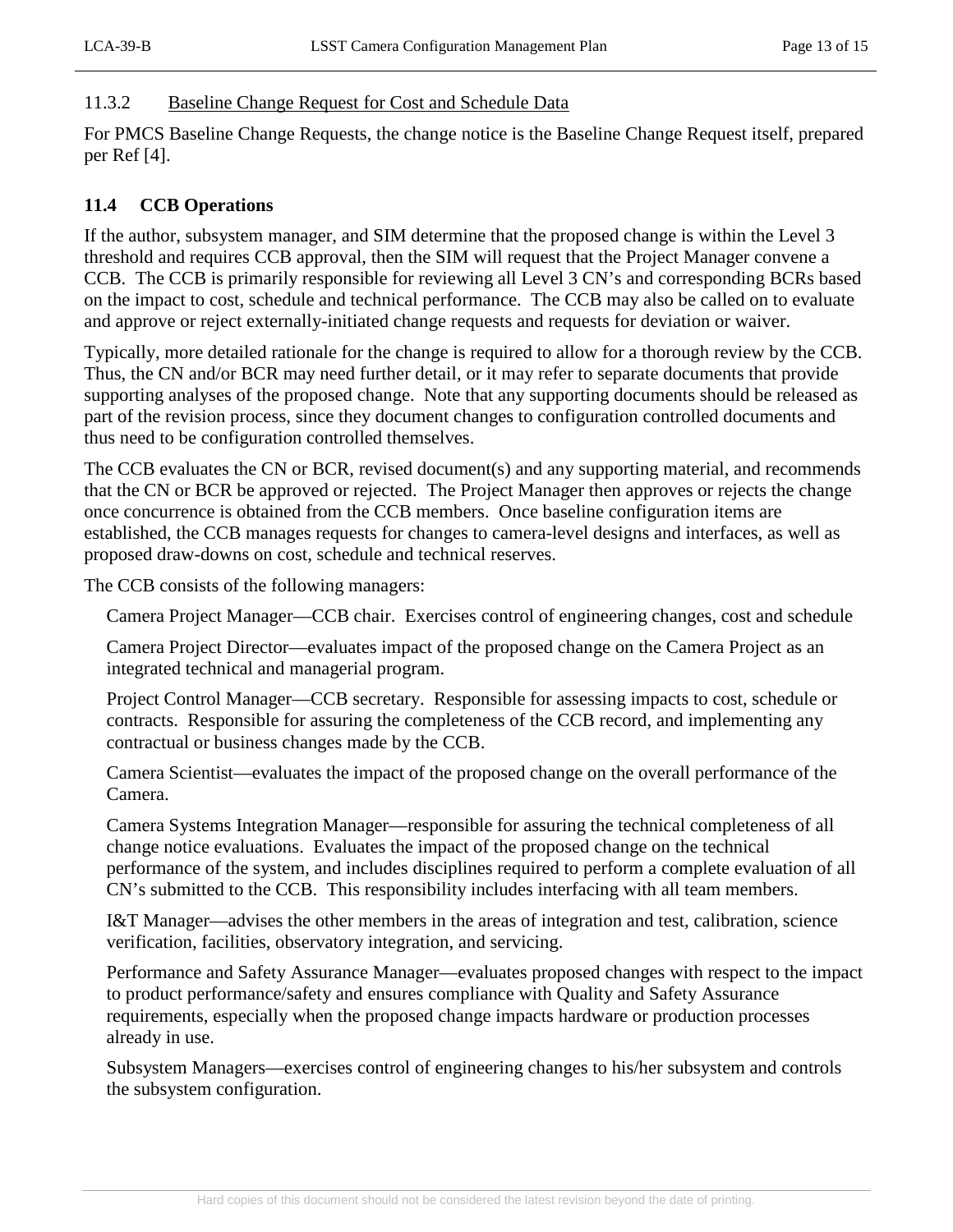### 11.3.2 Baseline Change Request for Cost and Schedule Data

For PMCS Baseline Change Requests, the change notice is the Baseline Change Request itself, prepared per Ref [4].

## 11.4 CCB Operations

If the author, subsystem manager, and SIM determine that the proposed change is within the Level 3 threshold and requires CCB approval, then the SIM will request that the Project Manager convene a CCB. The CCB is primarily responsible for reviewing all Level 3 CN's and corresponding BCRs based on the impact to cost, schedule and technical performance. The CCB may also be called on to evaluate and approve or reject externally-initiated change requests and requests for deviation or waiver.

Typically, more detailed rationale for the change is required to allow for a thorough review by the CCB. Thus, the CN and/or BCR may need further detail, or it may refer to separate documents that provide supporting analyses of the proposed change. Note that any supporting documents should be released as part of the revision process, since they document changes to configuration controlled documents and thus need to be configuration controlled themselves.

The CCB evaluates the CN or BCR, revised document(s) and any supporting material, and recommends that the CN or BCR be approved or rejected. The Project Manager then approves or rejects the change once concurrence is obtained from the CCB members. Once baseline configuration items are established, the CCB manages requests for changes to camera-level designs and interfaces, as well as proposed draw-downs on cost, schedule and technical reserves.

The CCB consists of the following managers:

Camera Project Manager—CCB chair. Exercises control of engineering changes, cost and schedule

Camera Project Director—evaluates impact of the proposed change on the Camera Project as an integrated technical and managerial program.

Project Control Manager—CCB secretary. Responsible for assessing impacts to cost, schedule or contracts. Responsible for assuring the completeness of the CCB record, and implementing any contractual or business changes made by the CCB.

Camera Scientist—evaluates the impact of the proposed change on the overall performance of the Camera.

Camera Systems Integration Manager—responsible for assuring the technical completeness of all change notice evaluations. Evaluates the impact of the proposed change on the technical performance of the system, and includes disciplines required to perform a complete evaluation of all CN's submitted to the CCB. This responsibility includes interfacing with all team members.

I&T Manager—advises the other members in the areas of integration and test, calibration, science verification, facilities, observatory integration, and servicing.

Performance and Safety Assurance Manager—evaluates proposed changes with respect to the impact to product performance/safety and ensures compliance with Quality and Safety Assurance requirements, especially when the proposed change impacts hardware or production processes already in use.

Subsystem Managers—exercises control of engineering changes to his/her subsystem and controls the subsystem configuration.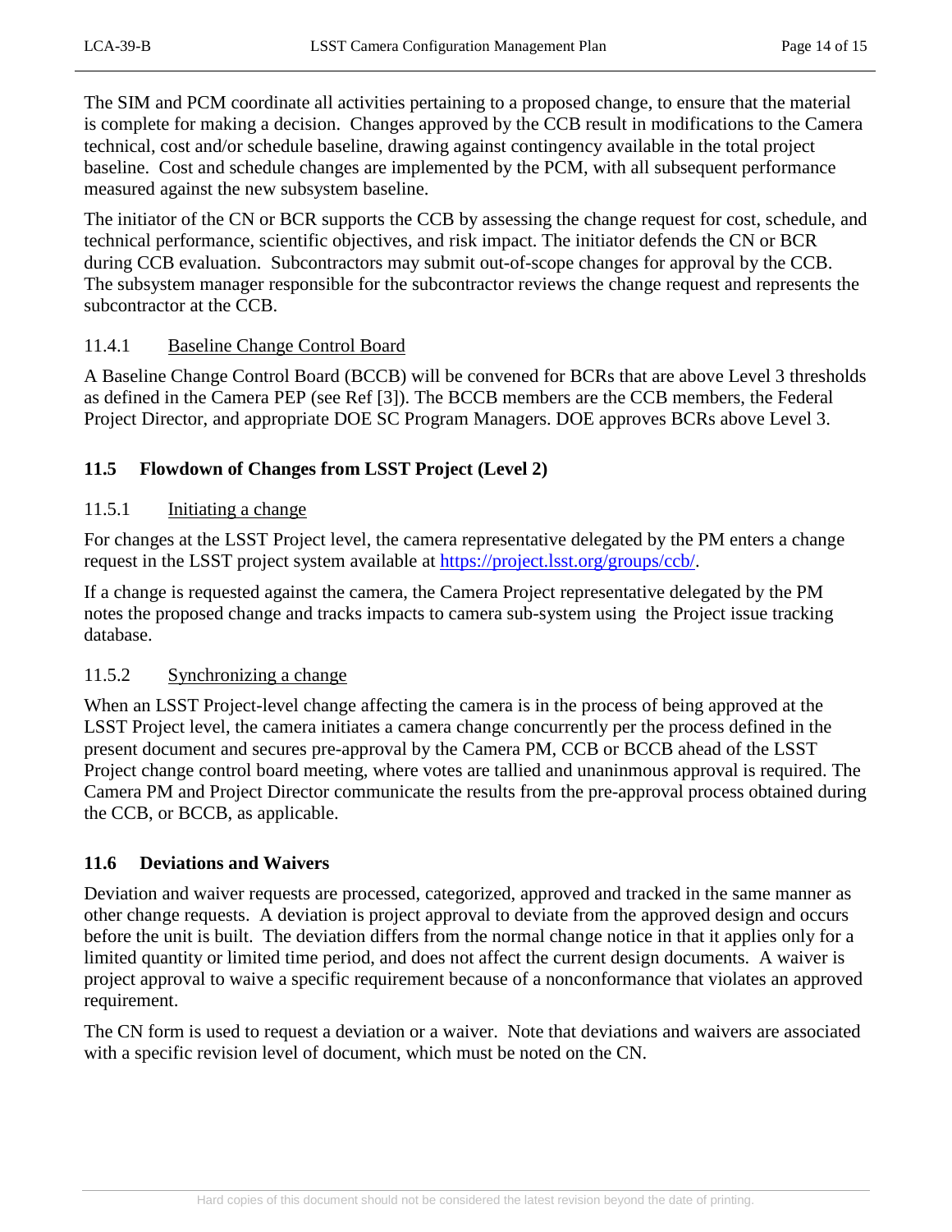The SIM and PCM coordinate all activities pertaining to a proposed change, to ensure that the material is complete for making a decision. Changes approved by the CCB result in modifications to the Camera technical, cost and/or schedule baseline, drawing against contingency available in the total project baseline. Cost and schedule changes are implemented by the PCM, with all subsequent performance measured against the new subsystem baseline.

The initiator of the CN or BCR supports the CCB by assessing the change request for cost, schedule, and technical performance, scientific objectives, and risk impact. The initiator defends the CN or BCR during CCB evaluation. Subcontractors may submit out-of-scope changes for approval by the CCB. The subsystem manager responsible for the subcontractor reviews the change request and represents the subcontractor at the CCB.

#### 11.4.1 Baseline Change Control Board

A Baseline Change Control Board (BCCB) will be convened for BCRs that are above Level 3 thresholds as defined in the Camera PEP (see Ref [3]). The BCCB members are the CCB members, the Federal Project Director, and appropriate DOE SC Program Managers. DOE approves BCRs above Level 3.

### 11.5 Flowdown of Changes from LSST Project (Level 2)

#### 11.5.1 Initiating a change

For changes at the LSST Project level, the camera representative delegated by the PM enters a change request in the LSST project system available at [https://project.lsst.org/groups/ccb/](https://project.lsst.org/groups/ccb/).

If a change is requested against the camera, the Camera Project representative delegated by the PM notes the proposed change and tracks impacts to camera sub-system using the Project issue tracking database.

#### 11.5.2 Synchronizing a change

When an LSST Project-level change affecting the camera is in the process of being approved at the LSST Project level, the camera initiates a camera change concurrently per the process defined in the present document and secures pre-approval by the Camera PM, CCB or BCCB ahead of the LSST Project change control board meeting, where votes are tallied and unaninmous approval is required. The Camera PM and Project Director communicate the results from the pre-approval process obtained during the CCB, or BCCB, as applicable.

### 11.6 Deviations and Waivers

Deviation and waiver requests are processed, categorized, approved and tracked in the same manner as other change requests. A deviation is project approval to deviate from the approved design and occurs before the unit is built. The deviation differs from the normal change notice in that it applies only for a limited quantity or limited time period, and does not affect the current design documents. A waiver is project approval to waive a specific requirement because of a nonconformance that violates an approved requirement.

The CN form is used to request a deviation or a waiver. Note that deviations and waivers are associated with a specific revision level of document, which must be noted on the CN.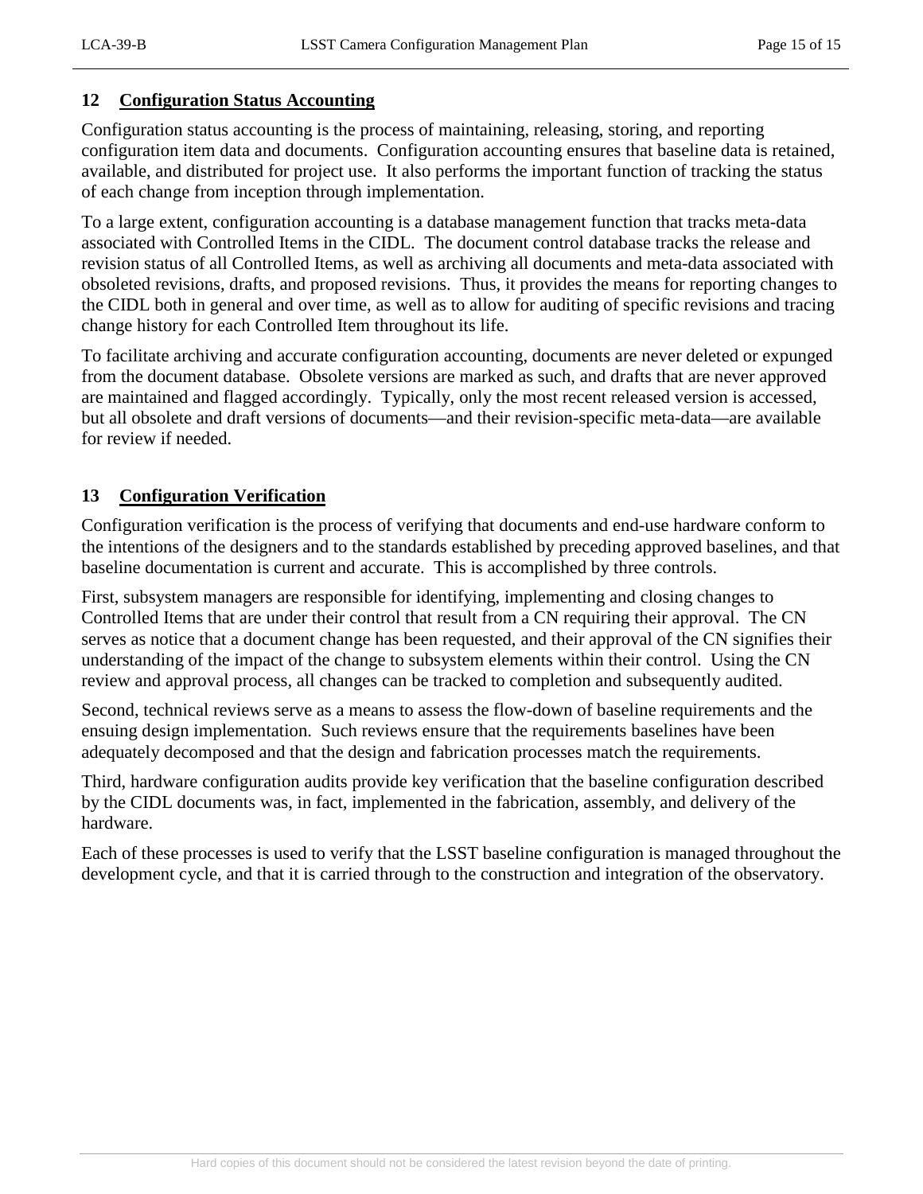## 12 Configuration Status Accounting

Configuration status accounting is the process of maintaining, releasing, storing, and reporting configuration item data and documents. Configuration accounting ensures that baseline data is retained, available, and distributed for project use. It also performs the important function of tracking the status of each change from inception through implementation.

To a large extent, configuration accounting is a database management function that tracks meta-data associated with Controlled Items in the CIDL. The document control database tracks the release and revision status of all Controlled Items, as well as archiving all documents and meta-data associated with obsoleted revisions, drafts, and proposed revisions. Thus, it provides the means for reporting changes to the CIDL both in general and over time, as well as to allow for auditing of specific revisions and tracing change history for each Controlled Item throughout its life.

To facilitate archiving and accurate configuration accounting, documents are never deleted or expunged from the document database. Obsolete versions are marked as such, and drafts that are never approved are maintained and flagged accordingly. Typically, only the most recent released version is accessed, but all obsolete and draft versions of documents—and their revision-specific meta-data—are available for review if needed.

## 13 Configuration Verification

Configuration verification is the process of verifying that documents and end-use hardware conform to the intentions of the designers and to the standards established by preceding approved baselines, and that baseline documentation is current and accurate. This is accomplished by three controls.

First, subsystem managers are responsible for identifying, implementing and closing changes to Controlled Items that are under their control that result from a CN requiring their approval. The CN serves as notice that a document change has been requested, and their approval of the CN signifies their understanding of the impact of the change to subsystem elements within their control. Using the CN review and approval process, all changes can be tracked to completion and subsequently audited.

Second, technical reviews serve as a means to assess the flow-down of baseline requirements and the ensuing design implementation. Such reviews ensure that the requirements baselines have been adequately decomposed and that the design and fabrication processes match the requirements.

Third, hardware configuration audits provide key verification that the baseline configuration described by the CIDL documents was, in fact, implemented in the fabrication, assembly, and delivery of the hardware.

Each of these processes is used to verify that the LSST baseline configuration is managed throughout the development cycle, and that it is carried through to the construction and integration of the observatory.